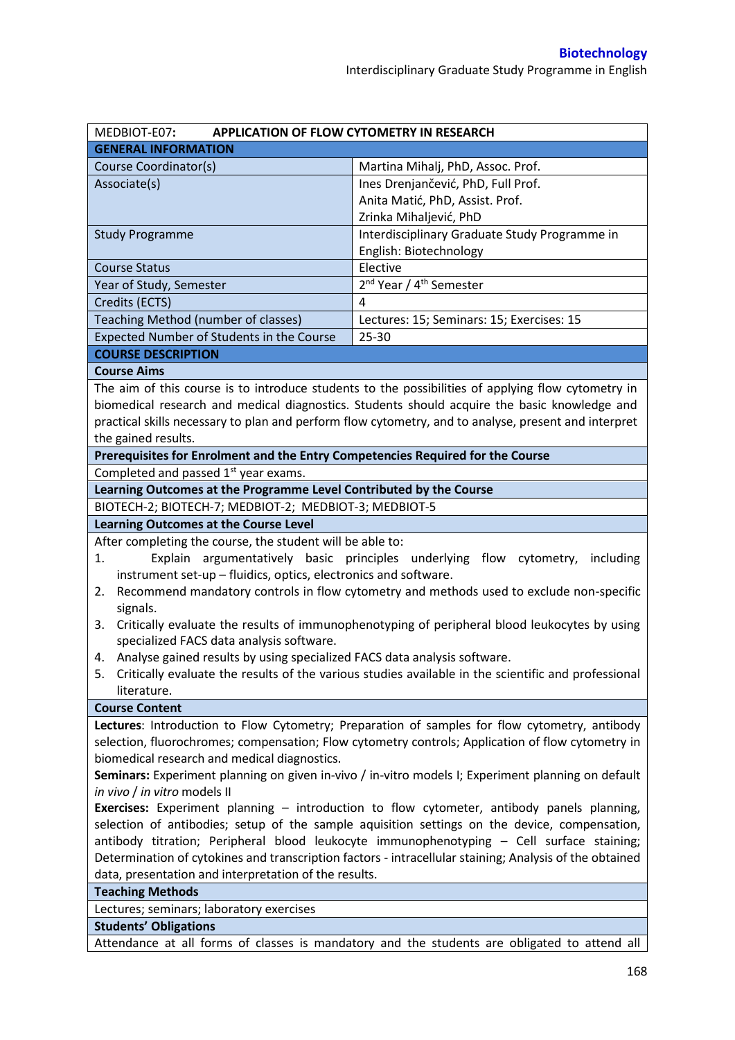| MEDBIOT-E07: | APPLICATION OF FLOW CYTOMETRY IN RESEARCH |
|---|---|
| **GENERAL INFORMATION** | |
| Course Coordinator(s) | Martina Mihalj, PhD, Assoc. Prof. |
| Associate(s) | Ines Drenjančević, PhD, Full Prof.<br>Anita Matić, PhD, Assist. Prof.<br>Zrinka Mihaljević, PhD |
| Study Programme | Interdisciplinary Graduate Study Programme in English: Biotechnology |
| Course Status | Elective |
| Year of Study, Semester | 2nd Year / 4th Semester |
| Credits (ECTS) | 4 |
| Teaching Method (number of classes) | Lectures: 15; Seminars: 15; Exercises: 15 |
| Expected Number of Students in the Course | 25-30 |

**COURSE DESCRIPTION**

**Course Aims**

The aim of this course is to introduce students to the possibilities of applying flow cytometry in biomedical research and medical diagnostics. Students should acquire the basic knowledge and practical skills necessary to plan and perform flow cytometry, and to analyse, present and interpret the gained results.

**Prerequisites for Enrolment and the Entry Competencies Required for the Course**

Completed and passed 1st year exams.

**Learning Outcomes at the Programme Level Contributed by the Course**

BIOTECH-2; BIOTECH-7; MEDBIOT-2; MEDBIOT-3; MEDBIOT-5

**Learning Outcomes at the Course Level**

After completing the course, the student will be able to:

1. Explain argumentatively basic principles underlying flow cytometry, including instrument set-up – fluidics, optics, electronics and software.
2. Recommend mandatory controls in flow cytometry and methods used to exclude non-specific signals.
3. Critically evaluate the results of immunophenotyping of peripheral blood leukocytes by using specialized FACS data analysis software.
4. Analyse gained results by using specialized FACS data analysis software.
5. Critically evaluate the results of the various studies available in the scientific and professional literature.

**Course Content**

**Lectures**: Introduction to Flow Cytometry; Preparation of samples for flow cytometry, antibody selection, fluorochromes; compensation; Flow cytometry controls; Application of flow cytometry in biomedical research and medical diagnostics.

**Seminars:** Experiment planning on given in-vivo / in-vitro models I; Experiment planning on default *in vivo* / *in vitro* models II

**Exercises:** Experiment planning – introduction to flow cytometer, antibody panels planning, selection of antibodies; setup of the sample aquisition settings on the device, compensation, antibody titration; Peripheral blood leukocyte immunophenotyping – Cell surface staining; Determination of cytokines and transcription factors - intracellular staining; Analysis of the obtained data, presentation and interpretation of the results.

**Teaching Methods**

Lectures; seminars; laboratory exercises

**Students' Obligations**

Attendance at all forms of classes is mandatory and the students are obligated to attend all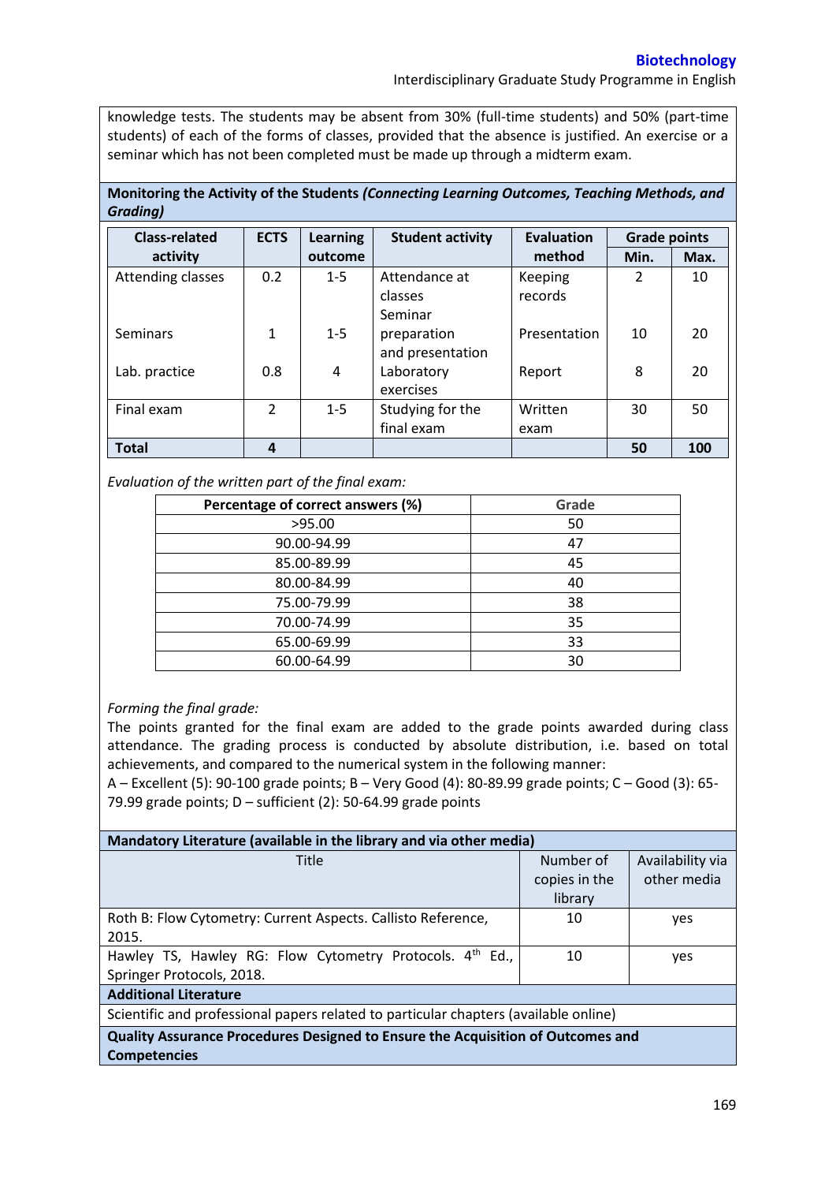knowledge tests. The students may be absent from 30% (full-time students) and 50% (part-time students) of each of the forms of classes, provided that the absence is justified. An exercise or a seminar which has not been completed must be made up through a midterm exam.

**Monitoring the Activity of the Students *(Connecting Learning Outcomes, Teaching Methods, and Grading)***

| Class-related activity | ECTS | Learning outcome | Student activity | Evaluation method | Grade points | |
|---|---|---|---|---|---|---|
| | | | | | Min. | Max. |
| Attending classes | 0.2 | 1-5 | Attendance at classes | Keeping records | 2 | 10 |
| Seminars | 1 | 1-5 | Seminar preparation and presentation | Presentation | 10 | 20 |
| Lab. practice | 0.8 | 4 | Laboratory exercises | Report | 8 | 20 |
| Final exam | 2 | 1-5 | Studying for the final exam | Written exam | 30 | 50 |
| **Total** | **4** | | | | **50** | **100** |

*Evaluation of the written part of the final exam:*

| Percentage of correct answers (%) | Grade |
|---|---|
| >95.00 | 50 |
| 90.00-94.99 | 47 |
| 85.00-89.99 | 45 |
| 80.00-84.99 | 40 |
| 75.00-79.99 | 38 |
| 70.00-74.99 | 35 |
| 65.00-69.99 | 33 |
| 60.00-64.99 | 30 |

*Forming the final grade:*

The points granted for the final exam are added to the grade points awarded during class attendance. The grading process is conducted by absolute distribution, i.e. based on total achievements, and compared to the numerical system in the following manner:
A – Excellent (5): 90-100 grade points; B – Very Good (4): 80-89.99 grade points; C – Good (3): 65-79.99 grade points; D – sufficient (2): 50-64.99 grade points

**Mandatory Literature (available in the library and via other media)**

| Title | Number of copies in the library | Availability via other media |
|---|---|---|
| Roth B: Flow Cytometry: Current Aspects. Callisto Reference, 2015. | 10 | yes |
| Hawley TS, Hawley RG: Flow Cytometry Protocols. 4th Ed., Springer Protocols, 2018. | 10 | yes |

**Additional Literature**

Scientific and professional papers related to particular chapters (available online)

**Quality Assurance Procedures Designed to Ensure the Acquisition of Outcomes and Competencies**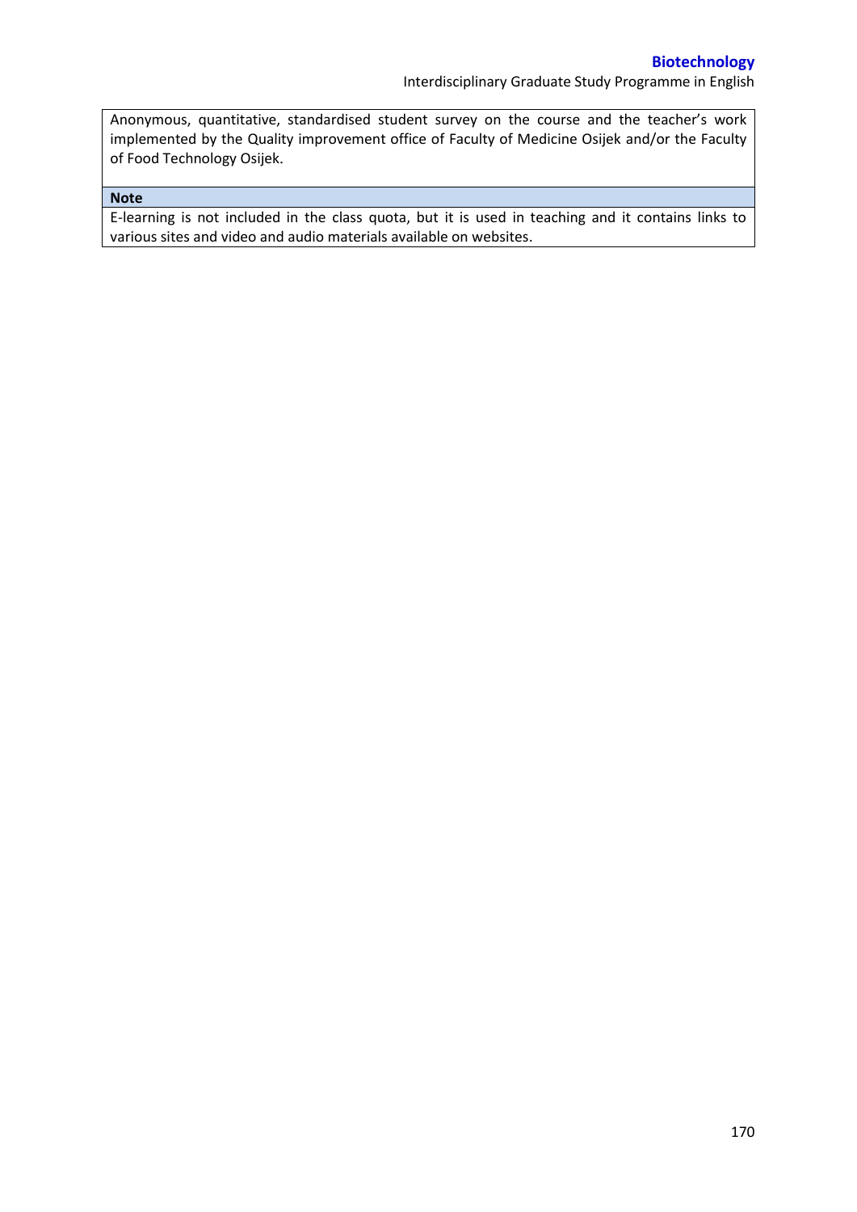Anonymous, quantitative, standardised student survey on the course and the teacher's work implemented by the Quality improvement office of Faculty of Medicine Osijek and/or the Faculty of Food Technology Osijek.

**Note**

E-learning is not included in the class quota, but it is used in teaching and it contains links to various sites and video and audio materials available on websites.